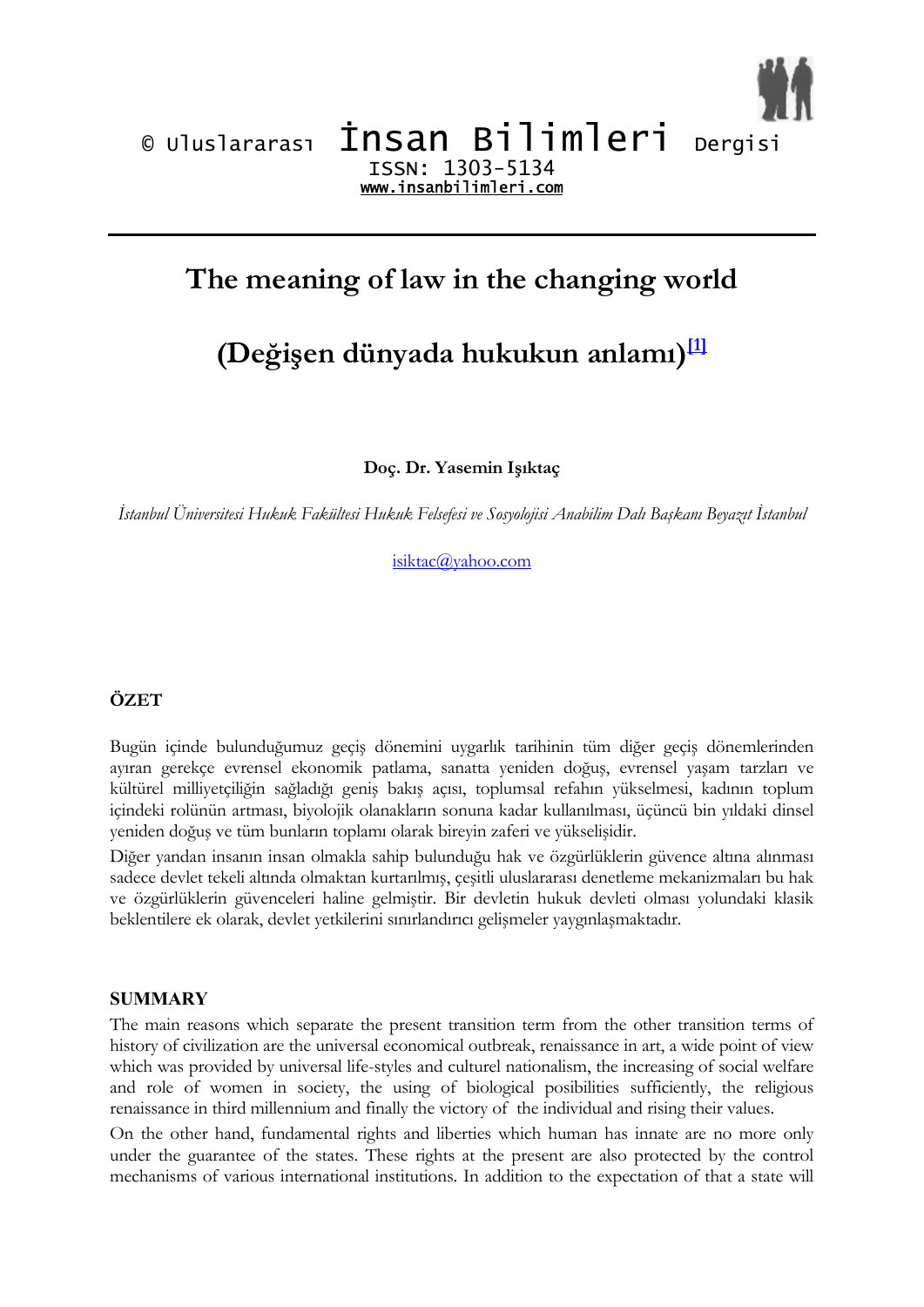© Uluslararası İnsan Bilimleri Dergisi
ISSN: 1303-5134
www.insanbilimleri.com

# The meaning of law in the changing world

# (Değişen dünyada hukukun anlamı)[1]

**Doç. Dr. Yasemin Işıktaç**

*İstanbul Üniversitesi Hukuk Fakültesi Hukuk Felsefesi ve Sosyolojisi Anabilim Dalı Başkanı Beyazıt İstanbul*

isiktac@yahoo.com

## ÖZET

Bugün içinde bulunduğumuz geçiş dönemini uygarlık tarihinin tüm diğer geçiş dönemlerinden ayıran gerekçe evrensel ekonomik patlama, sanatta yeniden doğuş, evrensel yaşam tarzları ve kültürel milliyetçiliğin sağladığı geniş bakış açısı, toplumsal refahın yükselmesi, kadının toplum içindeki rolünün artması, biyolojik olanakların sonuna kadar kullanılması, üçüncü bin yıldaki dinsel yeniden doğuş ve tüm bunların toplamı olarak bireyin zaferi ve yükselişidir.

Diğer yandan insanın insan olmakla sahip bulunduğu hak ve özgürlüklerin güvence altına alınması sadece devlet tekeli altında olmaktan kurtarılmış, çeşitli uluslararası denetleme mekanizmaları bu hak ve özgürlüklerin güvenceleri haline gelmiştir. Bir devletin hukuk devleti olması yolundaki klasik beklentilere ek olarak, devlet yetkilerini sınırlandırıcı gelişmeler yaygınlaşmaktadır.

## SUMMARY

The main reasons which separate the present transition term from the other transition terms of history of civilization are the universal economical outbreak, renaissance in art, a wide point of view which was provided by universal life-styles and culturel nationalism, the increasing of social welfare and role of women in society, the using of biological posibilities sufficiently, the religious renaissance in third millennium and finally the victory of the individual and rising their values.

On the other hand, fundamental rights and liberties which human has innate are no more only under the guarantee of the states. These rights at the present are also protected by the control mechanisms of various international institutions. In addition to the expectation of that a state will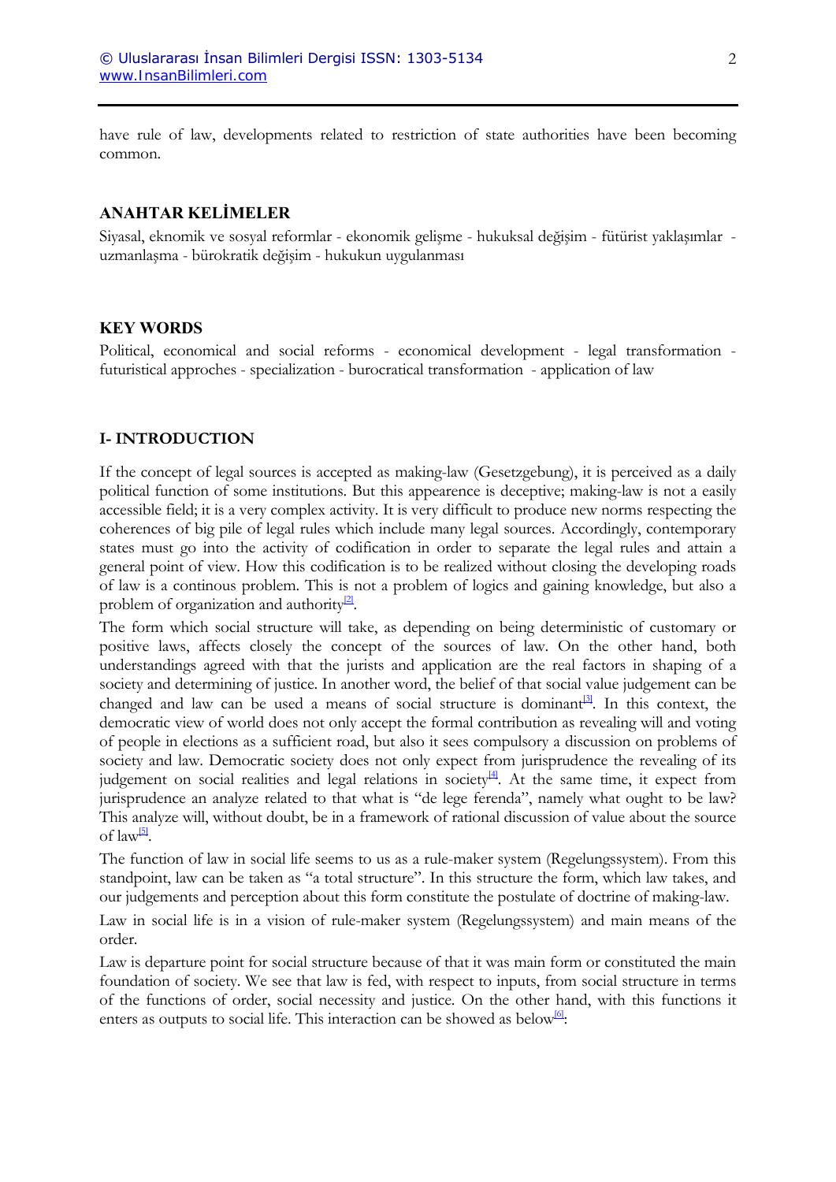have rule of law, developments related to restriction of state authorities have been becoming common.

## ANAHTAR KELİMELER

Siyasal, eknomik ve sosyal reformlar - ekonomik gelişme - hukuksal değişim - fütürist yaklaşımlar - uzmanlaşma - bürokratik değişim - hukukun uygulanması

## KEY WORDS

Political, economical and social reforms - economical development - legal transformation - futuristical approches - specialization - burocratical transformation - application of law

## I- INTRODUCTION

If the concept of legal sources is accepted as making-law (Gesetzgebung), it is perceived as a daily political function of some institutions. But this appearence is deceptive; making-law is not a easily accessible field; it is a very complex activity. It is very difficult to produce new norms respecting the coherences of big pile of legal rules which include many legal sources. Accordingly, contemporary states must go into the activity of codification in order to separate the legal rules and attain a general point of view. How this codification is to be realized without closing the developing roads of law is a continous problem. This is not a problem of logics and gaining knowledge, but also a problem of organization and authority[2].

The form which social structure will take, as depending on being deterministic of customary or positive laws, affects closely the concept of the sources of law. On the other hand, both understandings agreed with that the jurists and application are the real factors in shaping of a society and determining of justice. In another word, the belief of that social value judgement can be changed and law can be used a means of social structure is dominant[3]. In this context, the democratic view of world does not only accept the formal contribution as revealing will and voting of people in elections as a sufficient road, but also it sees compulsory a discussion on problems of society and law. Democratic society does not only expect from jurisprudence the revealing of its judgement on social realities and legal relations in society[4]. At the same time, it expect from jurisprudence an analyze related to that what is "de lege ferenda", namely what ought to be law? This analyze will, without doubt, be in a framework of rational discussion of value about the source of law[5].

The function of law in social life seems to us as a rule-maker system (Regelungssystem). From this standpoint, law can be taken as "a total structure". In this structure the form, which law takes, and our judgements and perception about this form constitute the postulate of doctrine of making-law.

Law in social life is in a vision of rule-maker system (Regelungssystem) and main means of the order.

Law is departure point for social structure because of that it was main form or constituted the main foundation of society. We see that law is fed, with respect to inputs, from social structure in terms of the functions of order, social necessity and justice. On the other hand, with this functions it enters as outputs to social life. This interaction can be showed as below[6]: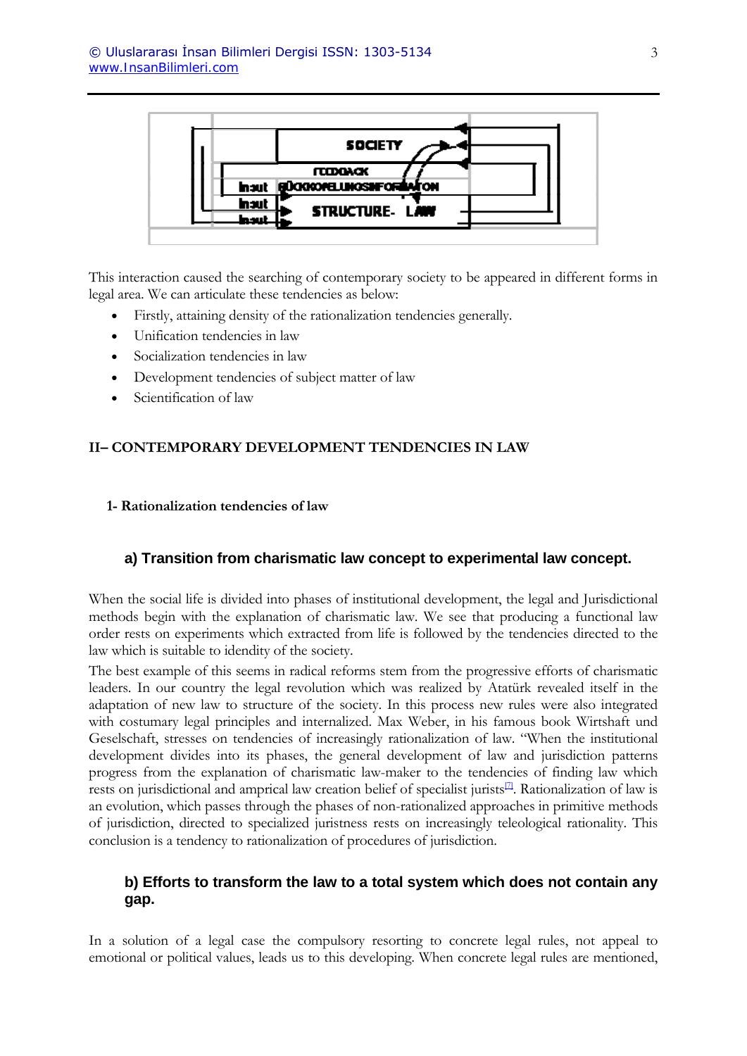This interaction caused the searching of contemporary society to be appeared in different forms in legal area. We can articulate these tendencies as below:

- Firstly, attaining density of the rationalization tendencies generally.
- Unification tendencies in law
- Socialization tendencies in law
- Development tendencies of subject matter of law
- Scientification of law

## II– CONTEMPORARY DEVELOPMENT TENDENCIES IN LAW

### 1- Rationalization tendencies of law

#### a) Transition from charismatic law concept to experimental law concept.

When the social life is divided into phases of institutional development, the legal and Jurisdictional methods begin with the explanation of charismatic law. We see that producing a functional law order rests on experiments which extracted from life is followed by the tendencies directed to the law which is suitable to idendity of the society.

The best example of this seems in radical reforms stem from the progressive efforts of charismatic leaders. In our country the legal revolution which was realized by Atatürk revealed itself in the adaptation of new law to structure of the society. In this process new rules were also integrated with costumary legal principles and internalized. Max Weber, in his famous book Wirtshaft und Geselschaft, stresses on tendencies of increasingly rationalization of law. "When the institutional development divides into its phases, the general development of law and jurisdiction patterns progress from the explanation of charismatic law-maker to the tendencies of finding law which rests on jurisdictional and amprical law creation belief of specialist jurists[7]. Rationalization of law is an evolution, which passes through the phases of non-rationalized approaches in primitive methods of jurisdiction, directed to specialized juristness rests on increasingly teleological rationality. This conclusion is a tendency to rationalization of procedures of jurisdiction.

#### b) Efforts to transform the law to a total system which does not contain any gap.

In a solution of a legal case the compulsory resorting to concrete legal rules, not appeal to emotional or political values, leads us to this developing. When concrete legal rules are mentioned,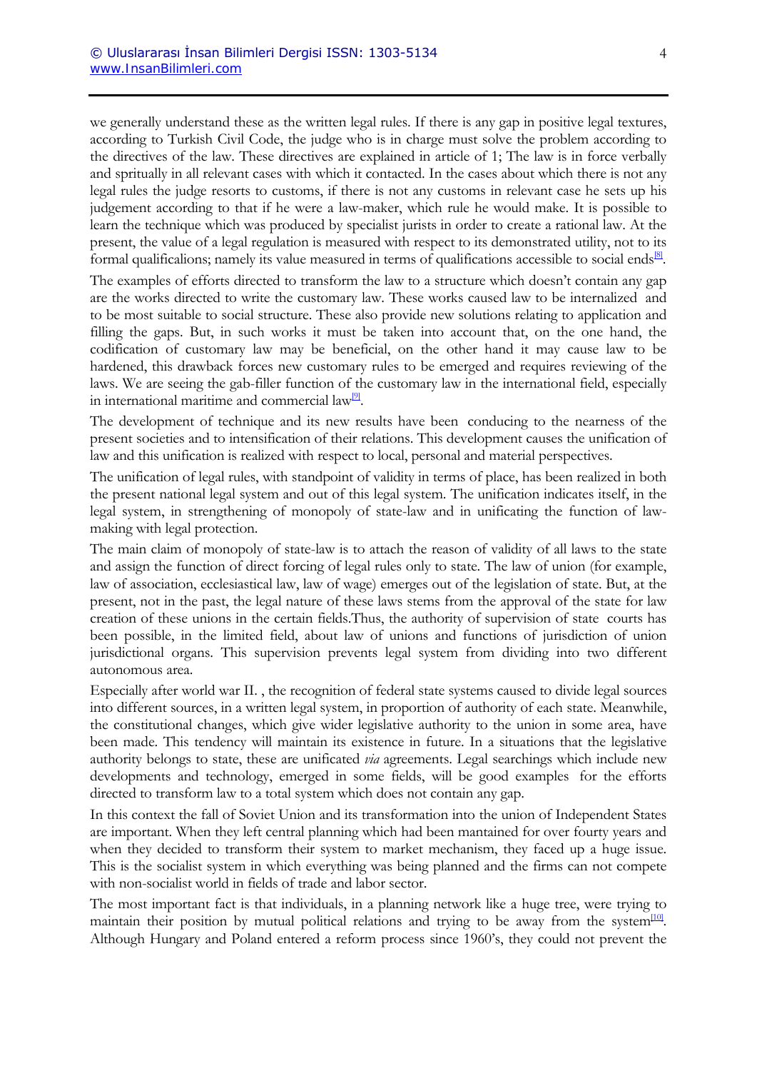we generally understand these as the written legal rules. If there is any gap in positive legal textures, according to Turkish Civil Code, the judge who is in charge must solve the problem according to the directives of the law. These directives are explained in article of 1; The law is in force verbally and spritually in all relevant cases with which it contacted. In the cases about which there is not any legal rules the judge resorts to customs, if there is not any customs in relevant case he sets up his judgement according to that if he were a law-maker, which rule he would make. It is possible to learn the technique which was produced by specialist jurists in order to create a rational law. At the present, the value of a legal regulation is measured with respect to its demonstrated utility, not to its formal qualifications; namely its value measured in terms of qualifications accessible to social ends[8].

The examples of efforts directed to transform the law to a structure which doesn't contain any gap are the works directed to write the customary law. These works caused law to be internalized and to be most suitable to social structure. These also provide new solutions relating to application and filling the gaps. But, in such works it must be taken into account that, on the one hand, the codification of customary law may be beneficial, on the other hand it may cause law to be hardened, this drawback forces new customary rules to be emerged and requires reviewing of the laws. We are seeing the gab-filler function of the customary law in the international field, especially in international maritime and commercial law[9].

The development of technique and its new results have been conducing to the nearness of the present societies and to intensification of their relations. This development causes the unification of law and this unification is realized with respect to local, personal and material perspectives.

The unification of legal rules, with standpoint of validity in terms of place, has been realized in both the present national legal system and out of this legal system. The unification indicates itself, in the legal system, in strengthening of monopoly of state-law and in unificating the function of law-making with legal protection.

The main claim of monopoly of state-law is to attach the reason of validity of all laws to the state and assign the function of direct forcing of legal rules only to state. The law of union (for example, law of association, ecclesiastical law, law of wage) emerges out of the legislation of state. But, at the present, not in the past, the legal nature of these laws stems from the approval of the state for law creation of these unions in the certain fields.Thus, the authority of supervision of state courts has been possible, in the limited field, about law of unions and functions of jurisdiction of union jurisdictional organs. This supervision prevents legal system from dividing into two different autonomous area.

Especially after world war II. , the recognition of federal state systems caused to divide legal sources into different sources, in a written legal system, in proportion of authority of each state. Meanwhile, the constitutional changes, which give wider legislative authority to the union in some area, have been made. This tendency will maintain its existence in future. In a situations that the legislative authority belongs to state, these are unificated *via* agreements. Legal searchings which include new developments and technology, emerged in some fields, will be good examples for the efforts directed to transform law to a total system which does not contain any gap.

In this context the fall of Soviet Union and its transformation into the union of Independent States are important. When they left central planning which had been mantained for over fourty years and when they decided to transform their system to market mechanism, they faced up a huge issue. This is the socialist system in which everything was being planned and the firms can not compete with non-socialist world in fields of trade and labor sector.

The most important fact is that individuals, in a planning network like a huge tree, were trying to maintain their position by mutual political relations and trying to be away from the system[10]. Although Hungary and Poland entered a reform process since 1960's, they could not prevent the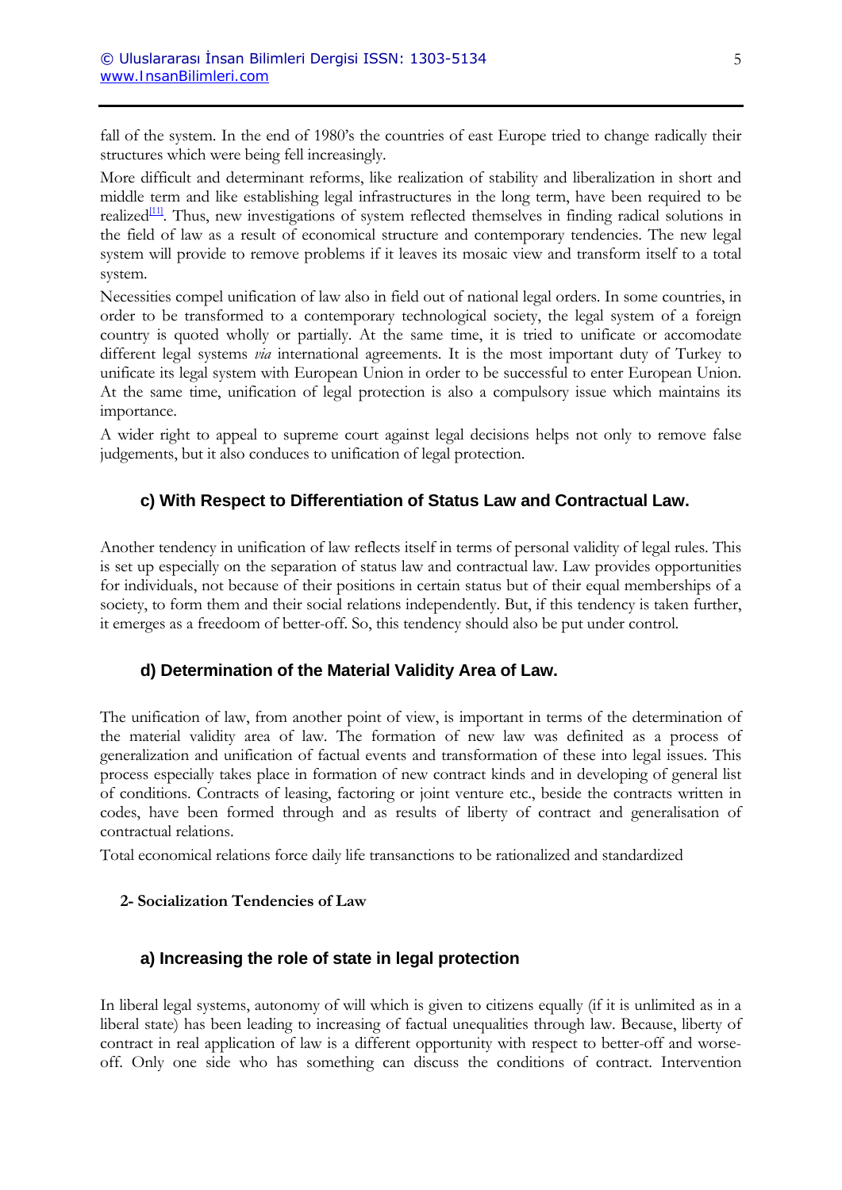fall of the system. In the end of 1980's the countries of east Europe tried to change radically their structures which were being fell increasingly.

More difficult and determinant reforms, like realization of stability and liberalization in short and middle term and like establishing legal infrastructures in the long term, have been required to be realized[11]. Thus, new investigations of system reflected themselves in finding radical solutions in the field of law as a result of economical structure and contemporary tendencies. The new legal system will provide to remove problems if it leaves its mosaic view and transform itself to a total system.

Necessities compel unification of law also in field out of national legal orders. In some countries, in order to be transformed to a contemporary technological society, the legal system of a foreign country is quoted wholly or partially. At the same time, it is tried to unificate or accomodate different legal systems *via* international agreements. It is the most important duty of Turkey to unificate its legal system with European Union in order to be successful to enter European Union. At the same time, unification of legal protection is also a compulsory issue which maintains its importance.

A wider right to appeal to supreme court against legal decisions helps not only to remove false judgements, but it also conduces to unification of legal protection.

### c) With Respect to Differentiation of Status Law and Contractual Law.

Another tendency in unification of law reflects itself in terms of personal validity of legal rules. This is set up especially on the separation of status law and contractual law. Law provides opportunities for individuals, not because of their positions in certain status but of their equal memberships of a society, to form them and their social relations independently. But, if this tendency is taken further, it emerges as a freedoom of better-off. So, this tendency should also be put under control.

### d) Determination of the Material Validity Area of Law.

The unification of law, from another point of view, is important in terms of the determination of the material validity area of law. The formation of new law was definited as a process of generalization and unification of factual events and transformation of these into legal issues. This process especially takes place in formation of new contract kinds and in developing of general list of conditions. Contracts of leasing, factoring or joint venture etc., beside the contracts written in codes, have been formed through and as results of liberty of contract and generalisation of contractual relations.

Total economical relations force daily life transanctions to be rationalized and standardized

## 2- Socialization Tendencies of Law

### a) Increasing the role of state in legal protection

In liberal legal systems, autonomy of will which is given to citizens equally (if it is unlimited as in a liberal state) has been leading to increasing of factual unequalities through law. Because, liberty of contract in real application of law is a different opportunity with respect to better-off and worse-off. Only one side who has something can discuss the conditions of contract. Intervention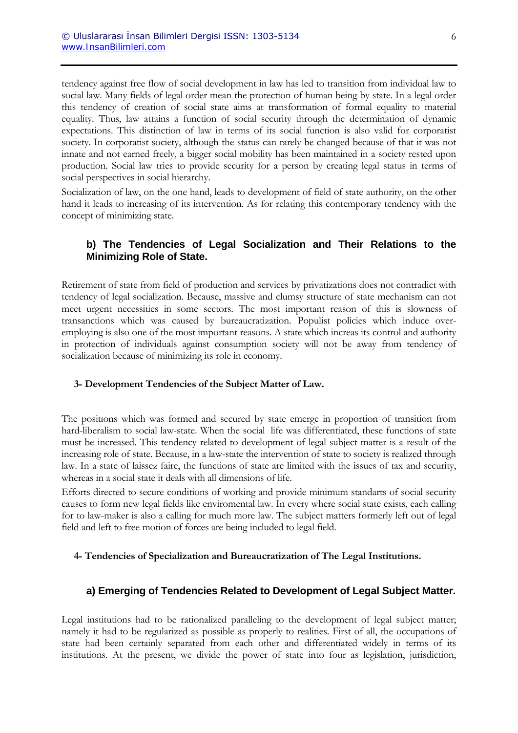tendency against free flow of social development in law has led to transition from individual law to social law. Many fields of legal order mean the protection of human being by state. In a legal order this tendency of creation of social state aims at transformation of formal equality to material equality. Thus, law attains a function of social security through the determination of dynamic expectations. This distinction of law in terms of its social function is also valid for corporatist society. In corporatist society, although the status can rarely be changed because of that it was not innate and not earned freely, a bigger social mobility has been maintained in a society rested upon production. Social law tries to provide security for a person by creating legal status in terms of social perspectives in social hierarchy.

Socialization of law, on the one hand, leads to development of field of state authority, on the other hand it leads to increasing of its intervention. As for relating this contemporary tendency with the concept of minimizing state.

### b) The Tendencies of Legal Socialization and Their Relations to the Minimizing Role of State.

Retirement of state from field of production and services by privatizations does not contradict with tendency of legal socialization. Because, massive and clumsy structure of state mechanism can not meet urgent necessities in some sectors. The most important reason of this is slowness of transanctions which was caused by bureaucratization. Populist policies which induce over-employing is also one of the most important reasons. A state which increas its control and authority in protection of individuals against consumption society will not be away from tendency of socialization because of minimizing its role in economy.

## 3- Development Tendencies of the Subject Matter of Law.

The positıons which was formed and secured by state emerge in proportion of transition from hard-liberalism to social law-state. When the social life was differentiated, these functions of state must be increased. This tendency related to development of legal subject matter is a result of the increasing role of state. Because, in a law-state the intervention of state to society is realized through law. In a state of laissez faire, the functions of state are limited with the issues of tax and security, whereas in a social state it deals with all dimensions of life.

Efforts directed to secure conditions of working and provide minimum standarts of social security causes to form new legal fields like enviromental law. In every where social state exists, each calling for to law-maker is also a calling for much more law. The subject matters formerly left out of legal field and left to free motion of forces are being included to legal field.

## 4- Tendencies of Specialization and Bureaucratization of The Legal Institutions.

### a) Emerging of Tendencies Related to Development of Legal Subject Matter.

Legal institutions had to be rationalized paralleling to the development of legal subject matter; namely it had to be regularized as possible as properly to realities. First of all, the occupations of state had been certainly separated from each other and differentiated widely in terms of its institutions. At the present, we divide the power of state into four as legislation, jurisdiction,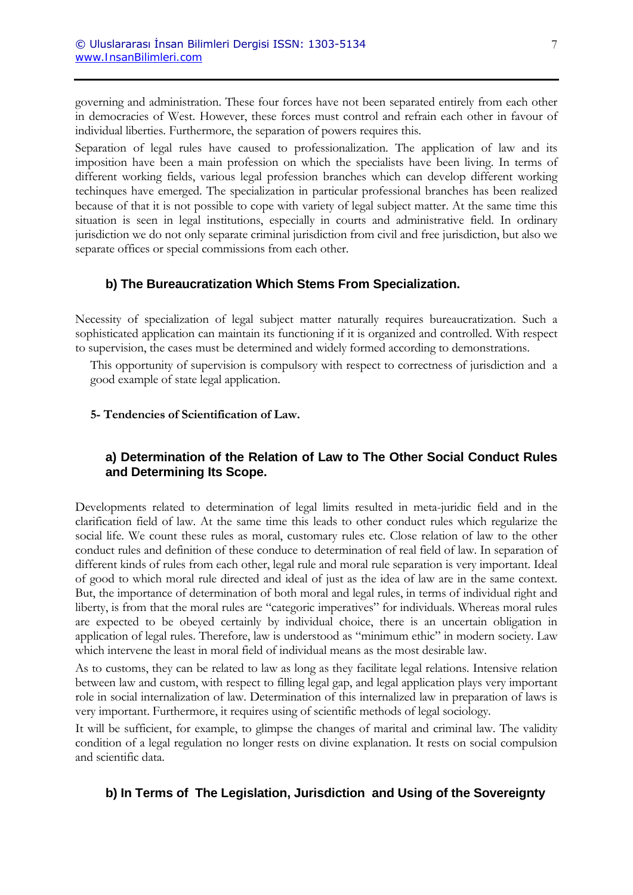governing and administration. These four forces have not been separated entirely from each other in democracies of West. However, these forces must control and refrain each other in favour of individual liberties. Furthermore, the separation of powers requires this.

Separation of legal rules have caused to professionalization. The application of law and its imposition have been a main profession on which the specialists have been living. In terms of different working fields, various legal profession branches which can develop different working techinques have emerged. The specialization in particular professional branches has been realized because of that it is not possible to cope with variety of legal subject matter. At the same time this situation is seen in legal institutions, especially in courts and administrative field. In ordinary jurisdiction we do not only separate criminal jurisdiction from civil and free jurisdiction, but also we separate offices or special commissions from each other.

### b) The Bureaucratization Which Stems From Specialization.

Necessity of specialization of legal subject matter naturally requires bureaucratization. Such a sophisticated application can maintain its functioning if it is organized and controlled. With respect to supervision, the cases must be determined and widely formed according to demonstrations.

This opportunity of supervision is compulsory with respect to correctness of jurisdiction and a good example of state legal application.

**5- Tendencies of Scientification of Law.**

### a) Determination of the Relation of Law to The Other Social Conduct Rules and Determining Its Scope.

Developments related to determination of legal limits resulted in meta-juridic field and in the clarification field of law. At the same time this leads to other conduct rules which regularize the social life. We count these rules as moral, customary rules etc. Close relation of law to the other conduct rules and definition of these conduce to determination of real field of law. In separation of different kinds of rules from each other, legal rule and moral rule separation is very important. Ideal of good to which moral rule directed and ideal of just as the idea of law are in the same context. But, the importance of determination of both moral and legal rules, in terms of individual right and liberty, is from that the moral rules are "categoric imperatives" for individuals. Whereas moral rules are expected to be obeyed certainly by individual choice, there is an uncertain obligation in application of legal rules. Therefore, law is understood as "minimum ethic" in modern society. Law which intervene the least in moral field of individual means as the most desirable law.

As to customs, they can be related to law as long as they facilitate legal relations. Intensive relation between law and custom, with respect to filling legal gap, and legal application plays very important role in social internalization of law. Determination of this internalized law in preparation of laws is very important. Furthermore, it requires using of scientific methods of legal sociology.

It will be sufficient, for example, to glimpse the changes of marital and criminal law. The validity condition of a legal regulation no longer rests on divine explanation. It rests on social compulsion and scientific data.

### b) In Terms of The Legislation, Jurisdiction and Using of the Sovereignty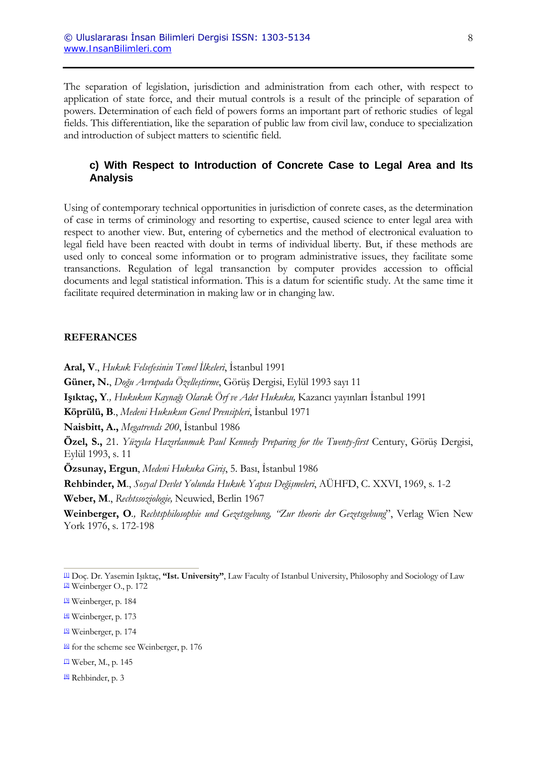The separation of legislation, jurisdiction and administration from each other, with respect to application of state force, and their mutual controls is a result of the principle of separation of powers. Determination of each field of powers forms an important part of rethoric studies of legal fields. This differentiation, like the separation of public law from civil law, conduce to specialization and introduction of subject matters to scientific field.

### c) With Respect to Introduction of Concrete Case to Legal Area and Its Analysis

Using of contemporary technical opportunities in jurisdiction of conrete cases, as the determination of case in terms of criminology and resorting to expertise, caused science to enter legal area with respect to another view. But, entering of cybernetics and the method of electronical evaluation to legal field have been reacted with doubt in terms of individual liberty. But, if these methods are used only to conceal some information or to program administrative issues, they facilitate some transanctions. Regulation of legal transanction by computer provides accession to official documents and legal statistical information. This is a datum for scientific study. At the same time it facilitate required determination in making law or in changing law.

**REFERANCES**

**Aral, V**., *Hukuk Felsefesinin Temel İlkeleri*, İstanbul 1991

**Güner, N.**, *Doğu Avrupada Özelleştirme*, Görüş Dergisi, Eylül 1993 sayı 11

**Işıktaç, Y**., *Hukukun Kaynağı Olarak Örf ve Adet Hukuku,* Kazancı yayınları İstanbul 1991

**Köprülü, B**., *Medeni Hukukun Genel Prensipleri*, İstanbul 1971

**Naisbitt, A.,** *Megatrends 200*, İstanbul 1986

**Özel, S.,** 21. *Yüzyıla Hazırlanmak Paul Kennedy Preparing for the Twenty-first* Century, Görüş Dergisi, Eylül 1993, s. 11

**Özsunay, Ergun**, *Medeni Hukuka Giriş*, 5. Bası, İstanbul 1986

**Rehbinder, M**., *Sosyal Devlet Yolunda Hukuk Yapısı Değişmeleri*, AÜHFD, C. XXVI, 1969, s. 1-2

**Weber, M**., *Rechtssoziologie,* Neuwied, Berlin 1967

**Weinberger, O**., *Rechtsphilosophie und Gezetsgebung, "Zur theorie der Gezetsgebung*", Verlag Wien New York 1976, s. 172-198

---

[1] Doç. Dr. Yasemin Işıktaç, **"Ist. University"**, Law Faculty of Istanbul University, Philosophy and Sociology of Law

[2] Weinberger O., p. 172

[3] Weinberger, p. 184

[4] Weinberger, p. 173

[5] Weinberger, p. 174

[6] for the scheme see Weinberger, p. 176

[7] Weber, M., p. 145

[8] Rehbinder, p. 3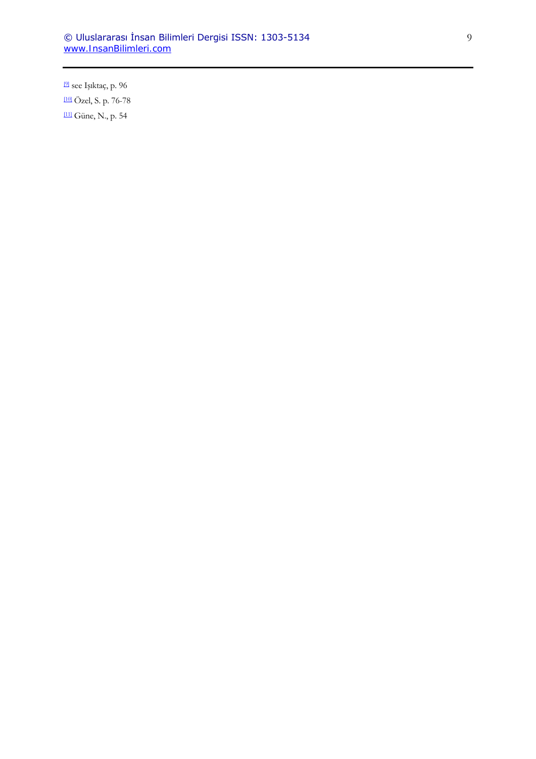[9] see Işıktaç, p. 96

[10] Özel, S. p. 76-78

[11] Güne, N., p. 54